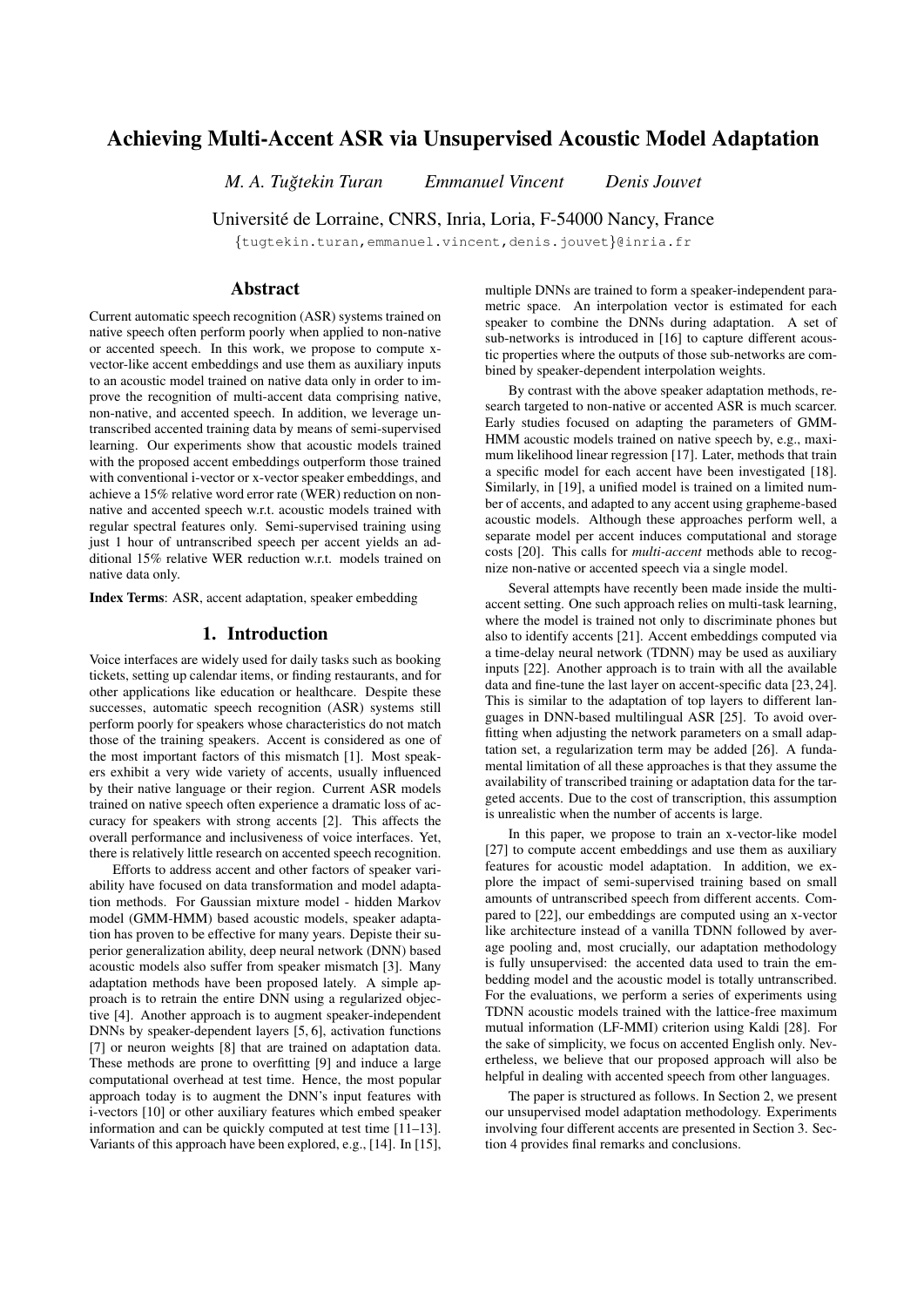# Achieving Multi-Accent ASR via Unsupervised Acoustic Model Adaptation

*M. A. Tuğtekin Turan* *Emmanuel Vincent* *Denis Jouvet*

Université de Lorraine, CNRS, Inria, Loria, F-54000 Nancy, France

{tugtekin.turan,emmanuel.vincent,denis.jouvet}@inria.fr

## Abstract

Current automatic speech recognition (ASR) systems trained on native speech often perform poorly when applied to non-native or accented speech. In this work, we propose to compute x-vector-like accent embeddings and use them as auxiliary inputs to an acoustic model trained on native data only in order to improve the recognition of multi-accent data comprising native, non-native, and accented speech. In addition, we leverage untranscribed accented training data by means of semi-supervised learning. Our experiments show that acoustic models trained with the proposed accent embeddings outperform those trained with conventional i-vector or x-vector speaker embeddings, and achieve a 15% relative word error rate (WER) reduction on non-native and accented speech w.r.t. acoustic models trained with regular spectral features only. Semi-supervised training using just 1 hour of untranscribed speech per accent yields an additional 15% relative WER reduction w.r.t. models trained on native data only.

**Index Terms**: ASR, accent adaptation, speaker embedding

## 1. Introduction

Voice interfaces are widely used for daily tasks such as booking tickets, setting up calendar items, or finding restaurants, and for other applications like education or healthcare. Despite these successes, automatic speech recognition (ASR) systems still perform poorly for speakers whose characteristics do not match those of the training speakers. Accent is considered as one of the most important factors of this mismatch [1]. Most speakers exhibit a very wide variety of accents, usually influenced by their native language or their region. Current ASR models trained on native speech often experience a dramatic loss of accuracy for speakers with strong accents [2]. This affects the overall performance and inclusiveness of voice interfaces. Yet, there is relatively little research on accented speech recognition.

Efforts to address accent and other factors of speaker variability have focused on data transformation and model adaptation methods. For Gaussian mixture model - hidden Markov model (GMM-HMM) based acoustic models, speaker adaptation has proven to be effective for many years. Depiste their superior generalization ability, deep neural network (DNN) based acoustic models also suffer from speaker mismatch [3]. Many adaptation methods have been proposed lately. A simple approach is to retrain the entire DNN using a regularized objective [4]. Another approach is to augment speaker-independent DNNs by speaker-dependent layers [5, 6], activation functions [7] or neuron weights [8] that are trained on adaptation data. These methods are prone to overfitting [9] and induce a large computational overhead at test time. Hence, the most popular approach today is to augment the DNN's input features with i-vectors [10] or other auxiliary features which embed speaker information and can be quickly computed at test time [11–13]. Variants of this approach have been explored, e.g., [14]. In [15], multiple DNNs are trained to form a speaker-independent parametric space. An interpolation vector is estimated for each speaker to combine the DNNs during adaptation. A set of sub-networks is introduced in [16] to capture different acoustic properties where the outputs of those sub-networks are combined by speaker-dependent interpolation weights.

By contrast with the above speaker adaptation methods, research targeted to non-native or accented ASR is much scarcer. Early studies focused on adapting the parameters of GMM-HMM acoustic models trained on native speech by, e.g., maximum likelihood linear regression [17]. Later, methods that train a specific model for each accent have been investigated [18]. Similarly, in [19], a unified model is trained on a limited number of accents, and adapted to any accent using grapheme-based acoustic models. Although these approaches perform well, a separate model per accent induces computational and storage costs [20]. This calls for *multi-accent* methods able to recognize non-native or accented speech via a single model.

Several attempts have recently been made inside the multi-accent setting. One such approach relies on multi-task learning, where the model is trained not only to discriminate phones but also to identify accents [21]. Accent embeddings computed via a time-delay neural network (TDNN) may be used as auxiliary inputs [22]. Another approach is to train with all the available data and fine-tune the last layer on accent-specific data [23, 24]. This is similar to the adaptation of top layers to different languages in DNN-based multilingual ASR [25]. To avoid overfitting when adjusting the network parameters on a small adaptation set, a regularization term may be added [26]. A fundamental limitation of all these approaches is that they assume the availability of transcribed training or adaptation data for the targeted accents. Due to the cost of transcription, this assumption is unrealistic when the number of accents is large.

In this paper, we propose to train an x-vector-like model [27] to compute accent embeddings and use them as auxiliary features for acoustic model adaptation. In addition, we explore the impact of semi-supervised training based on small amounts of untranscribed speech from different accents. Compared to [22], our embeddings are computed using an x-vector like architecture instead of a vanilla TDNN followed by average pooling and, most crucially, our adaptation methodology is fully unsupervised: the accented data used to train the embedding model and the acoustic model is totally untranscribed. For the evaluations, we perform a series of experiments using TDNN acoustic models trained with the lattice-free maximum mutual information (LF-MMI) criterion using Kaldi [28]. For the sake of simplicity, we focus on accented English only. Nevertheless, we believe that our proposed approach will also be helpful in dealing with accented speech from other languages.

The paper is structured as follows. In Section 2, we present our unsupervised model adaptation methodology. Experiments involving four different accents are presented in Section 3. Section 4 provides final remarks and conclusions.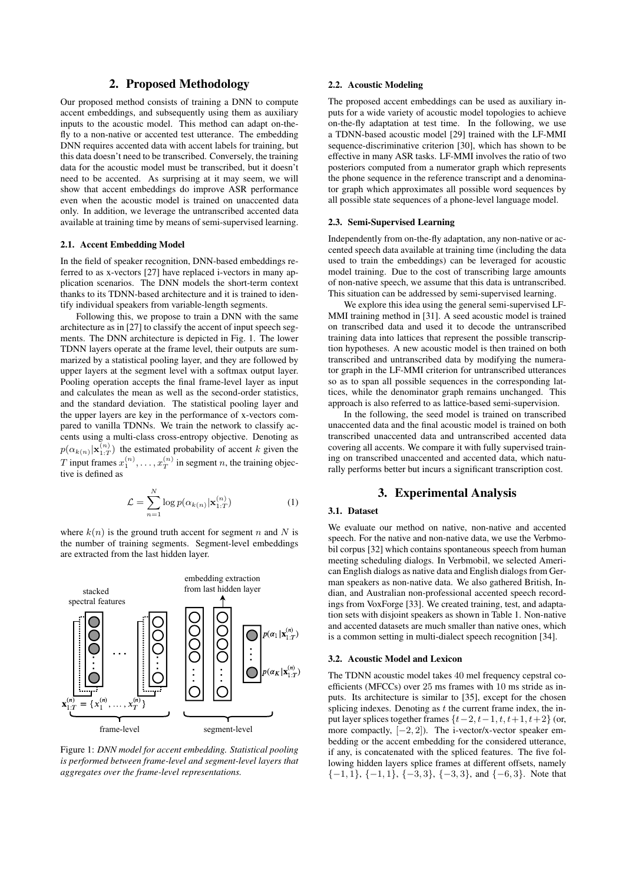## 2. Proposed Methodology

Our proposed method consists of training a DNN to compute accent embeddings, and subsequently using them as auxiliary inputs to the acoustic model. This method can adapt on-the-fly to a non-native or accented test utterance. The embedding DNN requires accented data with accent labels for training, but this data doesn't need to be transcribed. Conversely, the training data for the acoustic model must be transcribed, but it doesn't need to be accented. As surprising at it may seem, we will show that accent embeddings do improve ASR performance even when the acoustic model is trained on unaccented data only. In addition, we leverage the untranscribed accented data available at training time by means of semi-supervised learning.

### 2.1. Accent Embedding Model

In the field of speaker recognition, DNN-based embeddings referred to as x-vectors [27] have replaced i-vectors in many application scenarios. The DNN models the short-term context thanks to its TDNN-based architecture and it is trained to identify individual speakers from variable-length segments.

Following this, we propose to train a DNN with the same architecture as in [27] to classify the accent of input speech segments. The DNN architecture is depicted in Fig. 1. The lower TDNN layers operate at the frame level, their outputs are summarized by a statistical pooling layer, and they are followed by upper layers at the segment level with a softmax output layer. Pooling operation accepts the final frame-level layer as input and calculates the mean as well as the second-order statistics, and the standard deviation. The statistical pooling layer and the upper layers are key in the performance of x-vectors compared to vanilla TDNNs. We train the network to classify accents using a multi-class cross-entropy objective. Denoting as $p(\alpha_{k(n)}|\mathbf{x}_{1:T}^{(n)})$ the estimated probability of accent $k$ given the $T$ input frames $x_1^{(n)}, \ldots, x_T^{(n)}$ in segment $n$, the training objective is defined as

$$\mathcal{L} = \sum_{n=1}^{N} \log p(\alpha_{k(n)}|\mathbf{x}_{1:T}^{(n)}) \tag{1}$$

where $k(n)$ is the ground truth accent for segment $n$ and $N$ is the number of training segments. Segment-level embeddings are extracted from the last hidden layer.

Figure 1: *DNN model for accent embedding. Statistical pooling is performed between frame-level and segment-level layers that aggregates over the frame-level representations.*

### 2.2. Acoustic Modeling

The proposed accent embeddings can be used as auxiliary inputs for a wide variety of acoustic model topologies to achieve on-the-fly adaptation at test time. In the following, we use a TDNN-based acoustic model [29] trained with the LF-MMI sequence-discriminative criterion [30], which has shown to be effective in many ASR tasks. LF-MMI involves the ratio of two posteriors computed from a numerator graph which represents the phone sequence in the reference transcript and a denominator graph which approximates all possible word sequences by all possible state sequences of a phone-level language model.

### 2.3. Semi-Supervised Learning

Independently from on-the-fly adaptation, any non-native or accented speech data available at training time (including the data used to train the embeddings) can be leveraged for acoustic model training. Due to the cost of transcribing large amounts of non-native speech, we assume that this data is untranscribed. This situation can be addressed by semi-supervised learning.

We explore this idea using the general semi-supervised LF-MMI training method in [31]. A seed acoustic model is trained on transcribed data and used it to decode the untranscribed training data into lattices that represent the possible transcription hypotheses. A new acoustic model is then trained on both transcribed and untranscribed data by modifying the numerator graph in the LF-MMI criterion for untranscribed utterances so as to span all possible sequences in the corresponding lattices, while the denominator graph remains unchanged. This approach is also referred to as lattice-based semi-supervision.

In the following, the seed model is trained on transcribed unaccented data and the final acoustic model is trained on both transcribed unaccented data and untranscribed accented data covering all accents. We compare it with fully supervised training on transcribed unaccented and accented data, which naturally performs better but incurs a significant transcription cost.

## 3. Experimental Analysis

### 3.1. Dataset

We evaluate our method on native, non-native and accented speech. For the native and non-native data, we use the Verbmobil corpus [32] which contains spontaneous speech from human meeting scheduling dialogs. In Verbmobil, we selected American English dialogs as native data and English dialogs from German speakers as non-native data. We also gathered British, Indian, and Australian non-professional accented speech recordings from VoxForge [33]. We created training, test, and adaptation sets with disjoint speakers as shown in Table 1. Non-native and accented datasets are much smaller than native ones, which is a common setting in multi-dialect speech recognition [34].

### 3.2. Acoustic Model and Lexicon

The TDNN acoustic model takes $40$ mel frequency cepstral coefficients (MFCCs) over $25$ ms frames with $10$ ms stride as inputs. Its architecture is similar to [35], except for the chosen splicing indexes. Denoting as $t$ the current frame index, the input layer splices together frames $\{t-2, t-1, t, t+1, t+2\}$ (or, more compactly, $[-2, 2]$). The i-vector/x-vector speaker embedding or the accent embedding for the considered utterance, if any, is concatenated with the spliced features. The five following hidden layers splice frames at different offsets, namely $\{-1, 1\}$, $\{-1, 1\}$, $\{-3, 3\}$, $\{-3, 3\}$, and $\{-6, 3\}$. Note that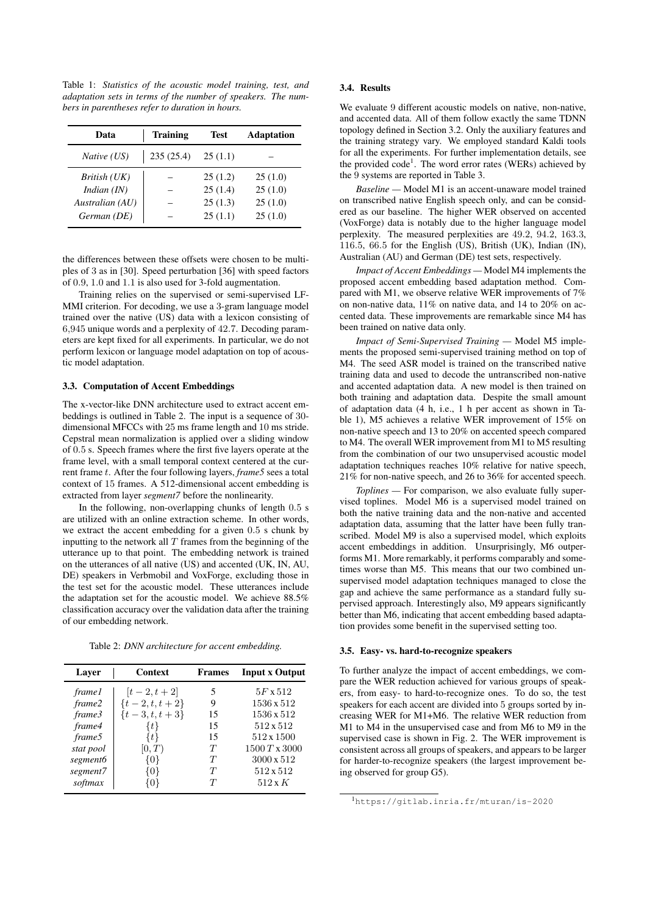Table 1: *Statistics of the acoustic model training, test, and adaptation sets in terms of the number of speakers. The numbers in parentheses refer to duration in hours.*

| Data | Training | Test | Adaptation |
|---|---|---|---|
| *Native (US)* | 235 (25.4) | 25 (1.1) | – |
| *British (UK)* | – | 25 (1.2) | 25 (1.0) |
| *Indian (IN)* | – | 25 (1.4) | 25 (1.0) |
| *Australian (AU)* | – | 25 (1.3) | 25 (1.0) |
| *German (DE)* | – | 25 (1.1) | 25 (1.0) |

the differences between these offsets were chosen to be multiples of 3 as in [30]. Speed perturbation [36] with speed factors of 0.9, 1.0 and 1.1 is also used for 3-fold augmentation.

Training relies on the supervised or semi-supervised LF-MMI criterion. For decoding, we use a 3-gram language model trained over the native (US) data with a lexicon consisting of 6,945 unique words and a perplexity of 42.7. Decoding parameters are kept fixed for all experiments. In particular, we do not perform lexicon or language model adaptation on top of acoustic model adaptation.

### 3.3. Computation of Accent Embeddings

The x-vector-like DNN architecture used to extract accent embeddings is outlined in Table 2. The input is a sequence of 30-dimensional MFCCs with 25 ms frame length and 10 ms stride. Cepstral mean normalization is applied over a sliding window of 0.5 s. Speech frames where the first five layers operate at the frame level, with a small temporal context centered at the current frame $t$. After the four following layers, *frame5* sees a total context of 15 frames. A 512-dimensional accent embedding is extracted from layer *segment7* before the nonlinearity.

In the following, non-overlapping chunks of length 0.5 s are utilized with an online extraction scheme. In other words, we extract the accent embedding for a given 0.5 s chunk by inputting to the network all $T$ frames from the beginning of the utterance up to that point. The embedding network is trained on the utterances of all native (US) and accented (UK, IN, AU, DE) speakers in Verbmobil and VoxForge, excluding those in the test set for the acoustic model. These utterances include the adaptation set for the acoustic model. We achieve 88.5% classification accuracy over the validation data after the training of our embedding network.

Table 2: *DNN architecture for accent embedding.*

| Layer | Context | Frames | Input x Output |
|---|---|---|---|
| *frame1* | $[t-2, t+2]$ | 5 | $5F$ x 512 |
| *frame2* | $\{t-2, t, t+2\}$ | 9 | 1536 x 512 |
| *frame3* | $\{t-3, t, t+3\}$ | 15 | 1536 x 512 |
| *frame4* | $\{t\}$ | 15 | 512 x 512 |
| *frame5* | $\{t\}$ | 15 | 512 x 1500 |
| *stat pool* | $[0, T)$ | $T$ | $1500\,T$ x 3000 |
| *segment6* | $\{0\}$ | $T$ | 3000 x 512 |
| *segment7* | $\{0\}$ | $T$ | 512 x 512 |
| *softmax* | $\{0\}$ | $T$ | 512 x $K$ |

### 3.4. Results

We evaluate 9 different acoustic models on native, non-native, and accented data. All of them follow exactly the same TDNN topology defined in Section 3.2. Only the auxiliary features and the training strategy vary. We employed standard Kaldi tools for all the experiments. For further implementation details, see the provided code[1]. The word error rates (WERs) achieved by the 9 systems are reported in Table 3.

*Baseline* — Model M1 is an accent-unaware model trained on transcribed native English speech only, and can be considered as our baseline. The higher WER observed on accented (VoxForge) data is notably due to the higher language model perplexity. The measured perplexities are 49.2, 94.2, 163.3, 116.5, 66.5 for the English (US), British (UK), Indian (IN), Australian (AU) and German (DE) test sets, respectively.

*Impact of Accent Embeddings* — Model M4 implements the proposed accent embedding based adaptation method. Compared with M1, we observe relative WER improvements of 7% on non-native data, 11% on native data, and 14 to 20% on accented data. These improvements are remarkable since M4 has been trained on native data only.

*Impact of Semi-Supervised Training* — Model M5 implements the proposed semi-supervised training method on top of M4. The seed ASR model is trained on the transcribed native training data and used to decode the untranscribed non-native and accented adaptation data. A new model is then trained on both training and adaptation data. Despite the small amount of adaptation data (4 h, i.e., 1 h per accent as shown in Table 1), M5 achieves a relative WER improvement of 15% on non-native speech and 13 to 20% on accented speech compared to M4. The overall WER improvement from M1 to M5 resulting from the combination of our two unsupervised acoustic model adaptation techniques reaches 10% relative for native speech, 21% for non-native speech, and 26 to 36% for accented speech.

*Toplines* — For comparison, we also evaluate fully supervised toplines. Model M6 is a supervised model trained on both the native training data and the non-native and accented adaptation data, assuming that the latter have been fully transcribed. Model M9 is also a supervised model, which exploits accent embeddings in addition. Unsurprisingly, M6 outperforms M1. More remarkably, it performs comparably and sometimes worse than M5. This means that our two combined unsupervised model adaptation techniques managed to close the gap and achieve the same performance as a standard fully supervised approach. Interestingly also, M9 appears significantly better than M6, indicating that accent embedding based adaptation provides some benefit in the supervised setting too.

### 3.5. Easy- vs. hard-to-recognize speakers

To further analyze the impact of accent embeddings, we compare the WER reduction achieved for various groups of speakers, from easy- to hard-to-recognize ones. To do so, the test speakers for each accent are divided into 5 groups sorted by increasing WER for M1+M6. The relative WER reduction from M1 to M4 in the unsupervised case and from M6 to M9 in the supervised case is shown in Fig. 2. The WER improvement is consistent across all groups of speakers, and appears to be larger for harder-to-recognize speakers (the largest improvement being observed for group G5).

[1] https://gitlab.inria.fr/mturan/is-2020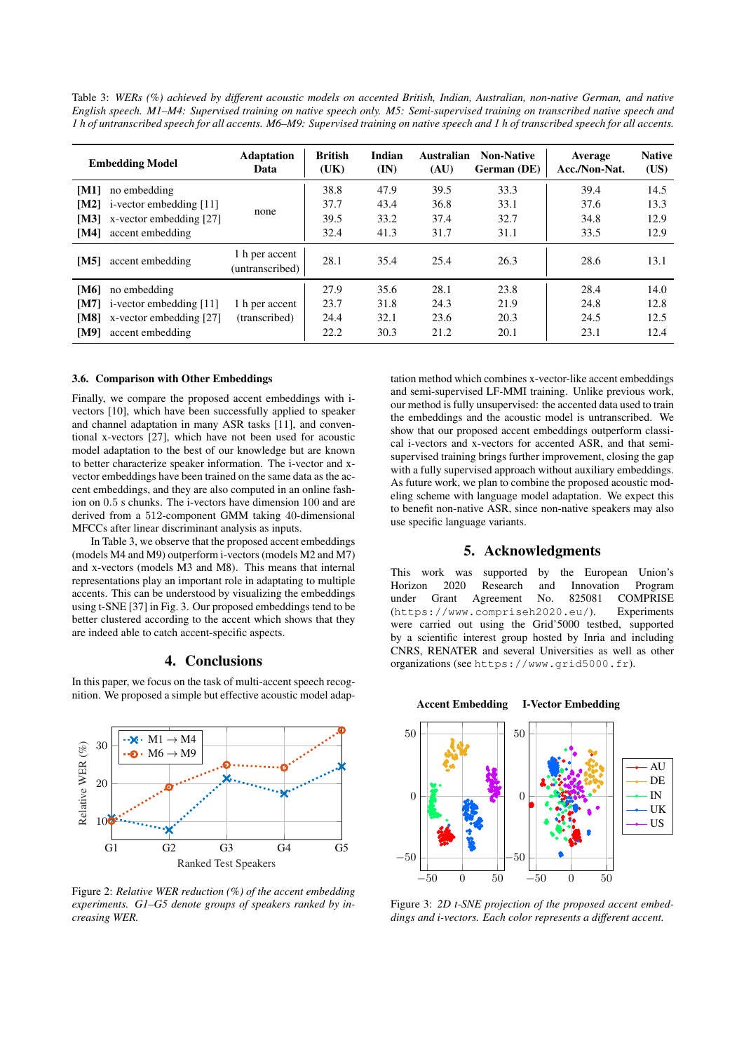Table 3: *WERs (%) achieved by different acoustic models on accented British, Indian, Australian, non-native German, and native English speech. M1–M4: Supervised training on native speech only. M5: Semi-supervised training on transcribed native speech and 1 h of untranscribed speech for all accents. M6–M9: Supervised training on native speech and 1 h of transcribed speech for all accents.*

| Embedding Model | Adaptation Data | British (UK) | Indian (IN) | Australian (AU) | Non-Native German (DE) | Average Acc./Non-Nat. | Native (US) |
|---|---|---|---|---|---|---|---|
| **[M1]** no embedding | none | 38.8 | 47.9 | 39.5 | 33.3 | 39.4 | 14.5 |
| **[M2]** i-vector embedding [11] | none | 37.7 | 43.4 | 36.8 | 33.1 | 37.6 | 13.3 |
| **[M3]** x-vector embedding [27] | none | 39.5 | 33.2 | 37.4 | 32.7 | 34.8 | 12.9 |
| **[M4]** accent embedding | none | 32.4 | 41.3 | 31.7 | 31.1 | 33.5 | 12.9 |
| **[M5]** accent embedding | 1 h per accent (untranscribed) | 28.1 | 35.4 | 25.4 | 26.3 | 28.6 | 13.1 |
| **[M6]** no embedding | 1 h per accent (transcribed) | 27.9 | 35.6 | 28.1 | 23.8 | 28.4 | 14.0 |
| **[M7]** i-vector embedding [11] | 1 h per accent (transcribed) | 23.7 | 31.8 | 24.3 | 21.9 | 24.8 | 12.8 |
| **[M8]** x-vector embedding [27] | 1 h per accent (transcribed) | 24.4 | 32.1 | 23.6 | 20.3 | 24.5 | 12.5 |
| **[M9]** accent embedding | 1 h per accent (transcribed) | 22.2 | 30.3 | 21.2 | 20.1 | 23.1 | 12.4 |

### 3.6. Comparison with Other Embeddings

Finally, we compare the proposed accent embeddings with i-vectors [10], which have been successfully applied to speaker and channel adaptation in many ASR tasks [11], and conventional x-vectors [27], which have not been used for acoustic model adaptation to the best of our knowledge but are known to better characterize speaker information. The i-vector and x-vector embeddings have been trained on the same data as the accent embeddings, and they are also computed in an online fashion on 0.5 s chunks. The i-vectors have dimension 100 and are derived from a 512-component GMM taking 40-dimensional MFCCs after linear discriminant analysis as inputs.

In Table 3, we observe that the proposed accent embeddings (models M4 and M9) outperform i-vectors (models M2 and M7) and x-vectors (models M3 and M8). This means that internal representations play an important role in adaptating to multiple accents. This can be understood by visualizing the embeddings using t-SNE [37] in Fig. 3. Our proposed embeddings tend to be better clustered according to the accent which shows that they are indeed able to catch accent-specific aspects.

## 4. Conclusions

In this paper, we focus on the task of multi-accent speech recognition. We proposed a simple but effective acoustic model adaptation method which combines x-vector-like accent embeddings and semi-supervised LF-MMI training. Unlike previous work, our method is fully unsupervised: the accented data used to train the embeddings and the acoustic model is untranscribed. We show that our proposed accent embeddings outperform classical i-vectors and x-vectors for accented ASR, and that semi-supervised training brings further improvement, closing the gap with a fully supervised approach without auxiliary embeddings. As future work, we plan to combine the proposed acoustic modeling scheme with language model adaptation. We expect this to benefit non-native ASR, since non-native speakers may also use specific language variants.

Figure 2: *Relative WER reduction (%) of the accent embedding experiments. G1–G5 denote groups of speakers ranked by increasing WER.*

## 5. Acknowledgments

This work was supported by the European Union's Horizon 2020 Research and Innovation Program under Grant Agreement No. 825081 COMPRISE (`https://www.compriseh2020.eu/`). Experiments were carried out using the Grid'5000 testbed, supported by a scientific interest group hosted by Inria and including CNRS, RENATER and several Universities as well as other organizations (see `https://www.grid5000.fr`).

Figure 3: *2D t-SNE projection of the proposed accent embeddings and i-vectors. Each color represents a different accent.*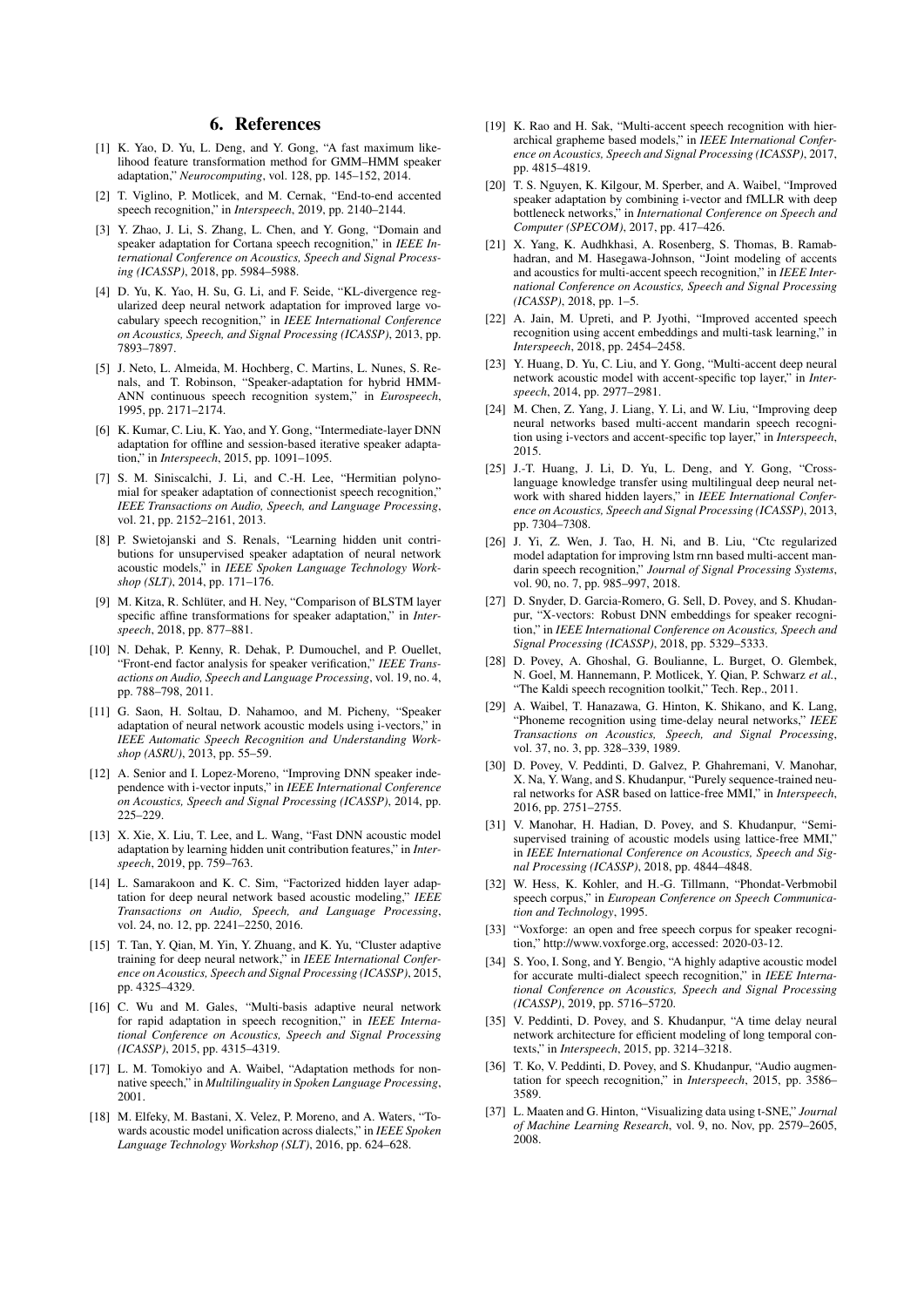## 6. References

[1] K. Yao, D. Yu, L. Deng, and Y. Gong, "A fast maximum likelihood feature transformation method for GMM–HMM speaker adaptation," *Neurocomputing*, vol. 128, pp. 145–152, 2014.

[2] T. Viglino, P. Motlicek, and M. Cernak, "End-to-end accented speech recognition," in *Interspeech*, 2019, pp. 2140–2144.

[3] Y. Zhao, J. Li, S. Zhang, L. Chen, and Y. Gong, "Domain and speaker adaptation for Cortana speech recognition," in *IEEE International Conference on Acoustics, Speech and Signal Processing (ICASSP)*, 2018, pp. 5984–5988.

[4] D. Yu, K. Yao, H. Su, G. Li, and F. Seide, "KL-divergence regularized deep neural network adaptation for improved large vocabulary speech recognition," in *IEEE International Conference on Acoustics, Speech, and Signal Processing (ICASSP)*, 2013, pp. 7893–7897.

[5] J. Neto, L. Almeida, M. Hochberg, C. Martins, L. Nunes, S. Renals, and T. Robinson, "Speaker-adaptation for hybrid HMM-ANN continuous speech recognition system," in *Eurospeech*, 1995, pp. 2171–2174.

[6] K. Kumar, C. Liu, K. Yao, and Y. Gong, "Intermediate-layer DNN adaptation for offline and session-based iterative speaker adaptation," in *Interspeech*, 2015, pp. 1091–1095.

[7] S. M. Siniscalchi, J. Li, and C.-H. Lee, "Hermitian polynomial for speaker adaptation of connectionist speech recognition," *IEEE Transactions on Audio, Speech, and Language Processing*, vol. 21, pp. 2152–2161, 2013.

[8] P. Swietojanski and S. Renals, "Learning hidden unit contributions for unsupervised speaker adaptation of neural network acoustic models," in *IEEE Spoken Language Technology Workshop (SLT)*, 2014, pp. 171–176.

[9] M. Kitza, R. Schlüter, and H. Ney, "Comparison of BLSTM layer specific affine transformations for speaker adaptation," in *Interspeech*, 2018, pp. 877–881.

[10] N. Dehak, P. Kenny, R. Dehak, P. Dumouchel, and P. Ouellet, "Front-end factor analysis for speaker verification," *IEEE Transactions on Audio, Speech and Language Processing*, vol. 19, no. 4, pp. 788–798, 2011.

[11] G. Saon, H. Soltau, D. Nahamoo, and M. Picheny, "Speaker adaptation of neural network acoustic models using i-vectors," in *IEEE Automatic Speech Recognition and Understanding Workshop (ASRU)*, 2013, pp. 55–59.

[12] A. Senior and I. Lopez-Moreno, "Improving DNN speaker independence with i-vector inputs," in *IEEE International Conference on Acoustics, Speech and Signal Processing (ICASSP)*, 2014, pp. 225–229.

[13] X. Xie, X. Liu, T. Lee, and L. Wang, "Fast DNN acoustic model adaptation by learning hidden unit contribution features," in *Interspeech*, 2019, pp. 759–763.

[14] L. Samarakoon and K. C. Sim, "Factorized hidden layer adaptation for deep neural network based acoustic modeling," *IEEE Transactions on Audio, Speech, and Language Processing*, vol. 24, no. 12, pp. 2241–2250, 2016.

[15] T. Tan, Y. Qian, M. Yin, Y. Zhuang, and K. Yu, "Cluster adaptive training for deep neural network," in *IEEE International Conference on Acoustics, Speech and Signal Processing (ICASSP)*, 2015, pp. 4325–4329.

[16] C. Wu and M. Gales, "Multi-basis adaptive neural network for rapid adaptation in speech recognition," in *IEEE International Conference on Acoustics, Speech and Signal Processing (ICASSP)*, 2015, pp. 4315–4319.

[17] L. M. Tomokiyo and A. Waibel, "Adaptation methods for non-native speech," in *Multilinguality in Spoken Language Processing*, 2001.

[18] M. Elfeky, M. Bastani, X. Velez, P. Moreno, and A. Waters, "Towards acoustic model unification across dialects," in *IEEE Spoken Language Technology Workshop (SLT)*, 2016, pp. 624–628.

[19] K. Rao and H. Sak, "Multi-accent speech recognition with hierarchical grapheme based models," in *IEEE International Conference on Acoustics, Speech and Signal Processing (ICASSP)*, 2017, pp. 4815–4819.

[20] T. S. Nguyen, K. Kilgour, M. Sperber, and A. Waibel, "Improved speaker adaptation by combining i-vector and fMLLR with deep bottleneck networks," in *International Conference on Speech and Computer (SPECOM)*, 2017, pp. 417–426.

[21] X. Yang, K. Audhkhasi, A. Rosenberg, S. Thomas, B. Ramabhadran, and M. Hasegawa-Johnson, "Joint modeling of accents and acoustics for multi-accent speech recognition," in *IEEE International Conference on Acoustics, Speech and Signal Processing (ICASSP)*, 2018, pp. 1–5.

[22] A. Jain, M. Upreti, and P. Jyothi, "Improved accented speech recognition using accent embeddings and multi-task learning," in *Interspeech*, 2018, pp. 2454–2458.

[23] Y. Huang, D. Yu, C. Liu, and Y. Gong, "Multi-accent deep neural network acoustic model with accent-specific top layer," in *Interspeech*, 2014, pp. 2977–2981.

[24] M. Chen, Z. Yang, J. Liang, Y. Li, and W. Liu, "Improving deep neural networks based multi-accent mandarin speech recognition using i-vectors and accent-specific top layer," in *Interspeech*, 2015.

[25] J.-T. Huang, J. Li, D. Yu, L. Deng, and Y. Gong, "Cross-language knowledge transfer using multilingual deep neural network with shared hidden layers," in *IEEE International Conference on Acoustics, Speech and Signal Processing (ICASSP)*, 2013, pp. 7304–7308.

[26] J. Yi, Z. Wen, J. Tao, H. Ni, and B. Liu, "Ctc regularized model adaptation for improving lstm rnn based multi-accent mandarin speech recognition," *Journal of Signal Processing Systems*, vol. 90, no. 7, pp. 985–997, 2018.

[27] D. Snyder, D. Garcia-Romero, G. Sell, D. Povey, and S. Khudanpur, "X-vectors: Robust DNN embeddings for speaker recognition," in *IEEE International Conference on Acoustics, Speech and Signal Processing (ICASSP)*, 2018, pp. 5329–5333.

[28] D. Povey, A. Ghoshal, G. Boulianne, L. Burget, O. Glembek, N. Goel, M. Hannemann, P. Motlicek, Y. Qian, P. Schwarz *et al.*, "The Kaldi speech recognition toolkit," Tech. Rep., 2011.

[29] A. Waibel, T. Hanazawa, G. Hinton, K. Shikano, and K. Lang, "Phoneme recognition using time-delay neural networks," *IEEE Transactions on Acoustics, Speech, and Signal Processing*, vol. 37, no. 3, pp. 328–339, 1989.

[30] D. Povey, V. Peddinti, D. Galvez, P. Ghahremani, V. Manohar, X. Na, Y. Wang, and S. Khudanpur, "Purely sequence-trained neural networks for ASR based on lattice-free MMI," in *Interspeech*, 2016, pp. 2751–2755.

[31] V. Manohar, H. Hadian, D. Povey, and S. Khudanpur, "Semi-supervised training of acoustic models using lattice-free MMI," in *IEEE International Conference on Acoustics, Speech and Signal Processing (ICASSP)*, 2018, pp. 4844–4848.

[32] W. Hess, K. Kohler, and H.-G. Tillmann, "Phondat-Verbmobil speech corpus," in *European Conference on Speech Communication and Technology*, 1995.

[33] "Voxforge: an open and free speech corpus for speaker recognition," http://www.voxforge.org, accessed: 2020-03-12.

[34] S. Yoo, I. Song, and Y. Bengio, "A highly adaptive acoustic model for accurate multi-dialect speech recognition," in *IEEE International Conference on Acoustics, Speech and Signal Processing (ICASSP)*, 2019, pp. 5716–5720.

[35] V. Peddinti, D. Povey, and S. Khudanpur, "A time delay neural network architecture for efficient modeling of long temporal contexts," in *Interspeech*, 2015, pp. 3214–3218.

[36] T. Ko, V. Peddinti, D. Povey, and S. Khudanpur, "Audio augmentation for speech recognition," in *Interspeech*, 2015, pp. 3586–3589.

[37] L. Maaten and G. Hinton, "Visualizing data using t-SNE," *Journal of Machine Learning Research*, vol. 9, no. Nov, pp. 2579–2605, 2008.